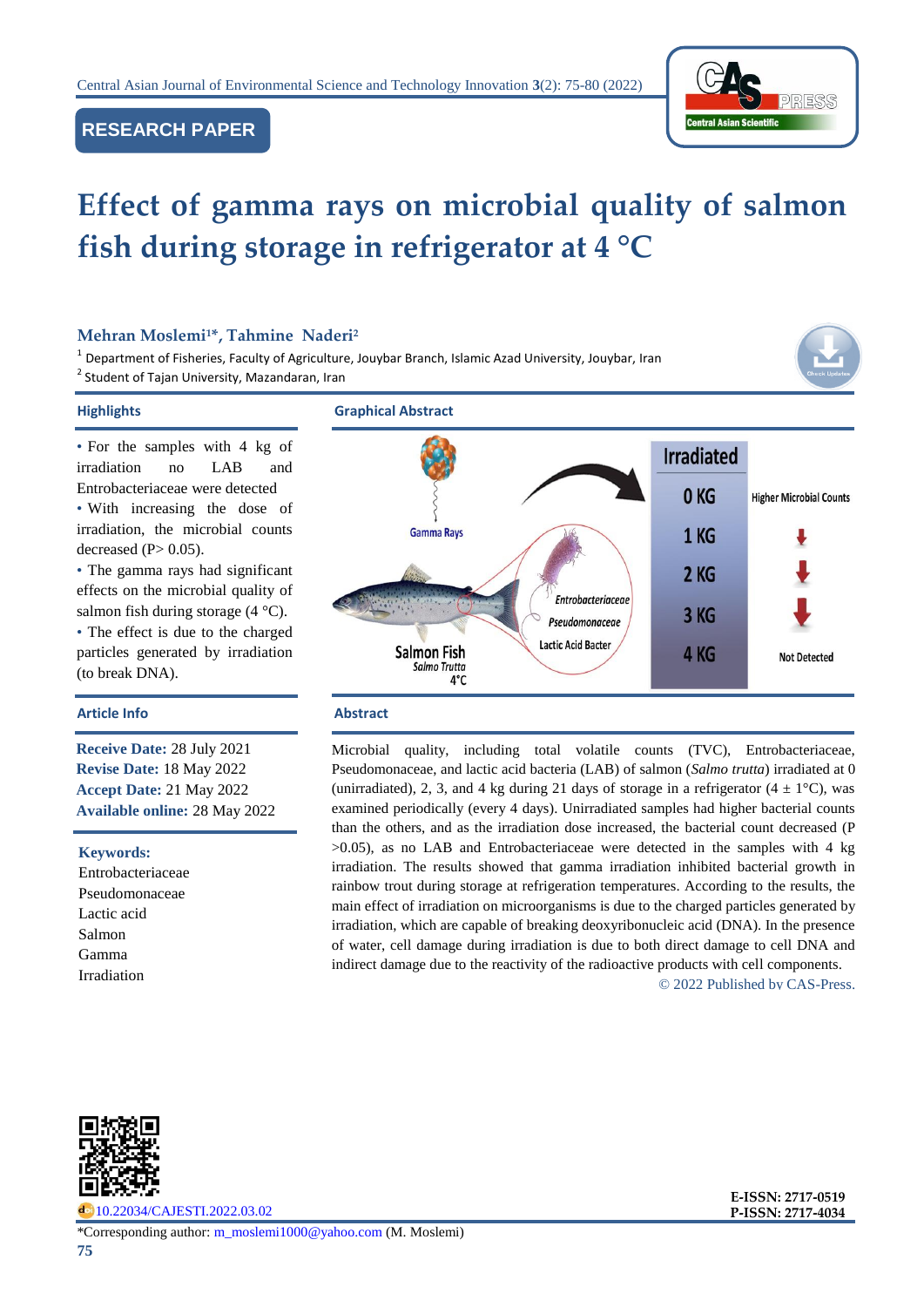RESEARCH PAPER

# Effect of gamma rays on microbial quality of salmon fish during storage in refrigerator at 4 °C

**Mehran Moslemi[1]*, Tahmine Naderi[2]**

[1] Department of Fisheries, Faculty of Agriculture, Jouybar Branch, Islamic Azad University, Jouybar, Iran

[2] Student of Tajan University, Mazandaran, Iran

## Highlights

- For the samples with 4 kg of irradiation no LAB and Entrobacteriaceae were detected
- With increasing the dose of irradiation, the microbial counts decreased (P> 0.05).
- The gamma rays had significant effects on the microbial quality of salmon fish during storage (4 °C).
- The effect is due to the charged particles generated by irradiation (to break DNA).

## Graphical Abstract

## Article Info

**Receive Date:** 28 July 2021
**Revise Date:** 18 May 2022
**Accept Date:** 21 May 2022
**Available online:** 28 May 2022

**Keywords:**
Entrobacteriaceae
Pseudomonaceae
Lactic acid
Salmon
Gamma
Irradiation

## Abstract

Microbial quality, including total volatile counts (TVC), Entrobacteriaceae, Pseudomonaceae, and lactic acid bacteria (LAB) of salmon (*Salmo trutta*) irradiated at 0 (unirradiated), 2, 3, and 4 kg during 21 days of storage in a refrigerator (4 ± 1°C), was examined periodically (every 4 days). Unirradiated samples had higher bacterial counts than the others, and as the irradiation dose increased, the bacterial count decreased (P >0.05), as no LAB and Entrobacteriaceae were detected in the samples with 4 kg irradiation. The results showed that gamma irradiation inhibited bacterial growth in rainbow trout during storage at refrigeration temperatures. According to the results, the main effect of irradiation on microorganisms is due to the charged particles generated by irradiation, which are capable of breaking deoxyribonucleic acid (DNA). In the presence of water, cell damage during irradiation is due to both direct damage to cell DNA and indirect damage due to the reactivity of the radioactive products with cell components.

© 2022 Published by CAS-Press.

10.22034/CAJESTI.2022.03.02

E-ISSN: 2717-0519
P-ISSN: 2717-4034

*Corresponding author: m_moslemi1000@yahoo.com (M. Moslemi)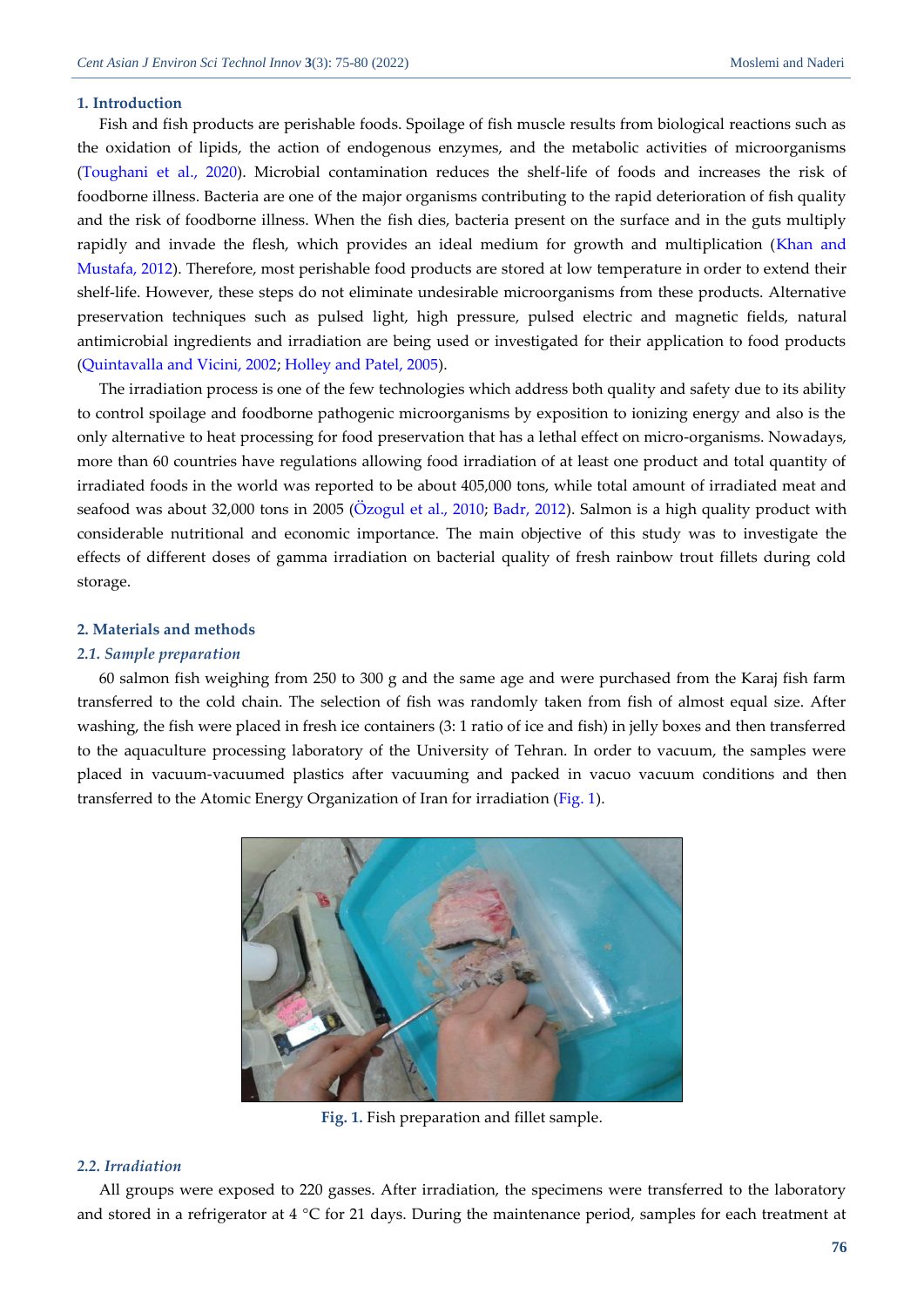## 1. Introduction

Fish and fish products are perishable foods. Spoilage of fish muscle results from biological reactions such as the oxidation of lipids, the action of endogenous enzymes, and the metabolic activities of microorganisms (Toughani et al., 2020). Microbial contamination reduces the shelf-life of foods and increases the risk of foodborne illness. Bacteria are one of the major organisms contributing to the rapid deterioration of fish quality and the risk of foodborne illness. When the fish dies, bacteria present on the surface and in the guts multiply rapidly and invade the flesh, which provides an ideal medium for growth and multiplication (Khan and Mustafa, 2012). Therefore, most perishable food products are stored at low temperature in order to extend their shelf-life. However, these steps do not eliminate undesirable microorganisms from these products. Alternative preservation techniques such as pulsed light, high pressure, pulsed electric and magnetic fields, natural antimicrobial ingredients and irradiation are being used or investigated for their application to food products (Quintavalla and Vicini, 2002; Holley and Patel, 2005).

The irradiation process is one of the few technologies which address both quality and safety due to its ability to control spoilage and foodborne pathogenic microorganisms by exposition to ionizing energy and also is the only alternative to heat processing for food preservation that has a lethal effect on micro-organisms. Nowadays, more than 60 countries have regulations allowing food irradiation of at least one product and total quantity of irradiated foods in the world was reported to be about 405,000 tons, while total amount of irradiated meat and seafood was about 32,000 tons in 2005 (Özogul et al., 2010; Badr, 2012). Salmon is a high quality product with considerable nutritional and economic importance. The main objective of this study was to investigate the effects of different doses of gamma irradiation on bacterial quality of fresh rainbow trout fillets during cold storage.

## 2. Materials and methods

### 2.1. Sample preparation

60 salmon fish weighing from 250 to 300 g and the same age and were purchased from the Karaj fish farm transferred to the cold chain. The selection of fish was randomly taken from fish of almost equal size. After washing, the fish were placed in fresh ice containers (3: 1 ratio of ice and fish) in jelly boxes and then transferred to the aquaculture processing laboratory of the University of Tehran. In order to vacuum, the samples were placed in vacuum-vacuumed plastics after vacuuming and packed in vacuo vacuum conditions and then transferred to the Atomic Energy Organization of Iran for irradiation (Fig. 1).

**Fig. 1.** Fish preparation and fillet sample.

### 2.2. Irradiation

All groups were exposed to 220 gasses. After irradiation, the specimens were transferred to the laboratory and stored in a refrigerator at 4 °C for 21 days. During the maintenance period, samples for each treatment at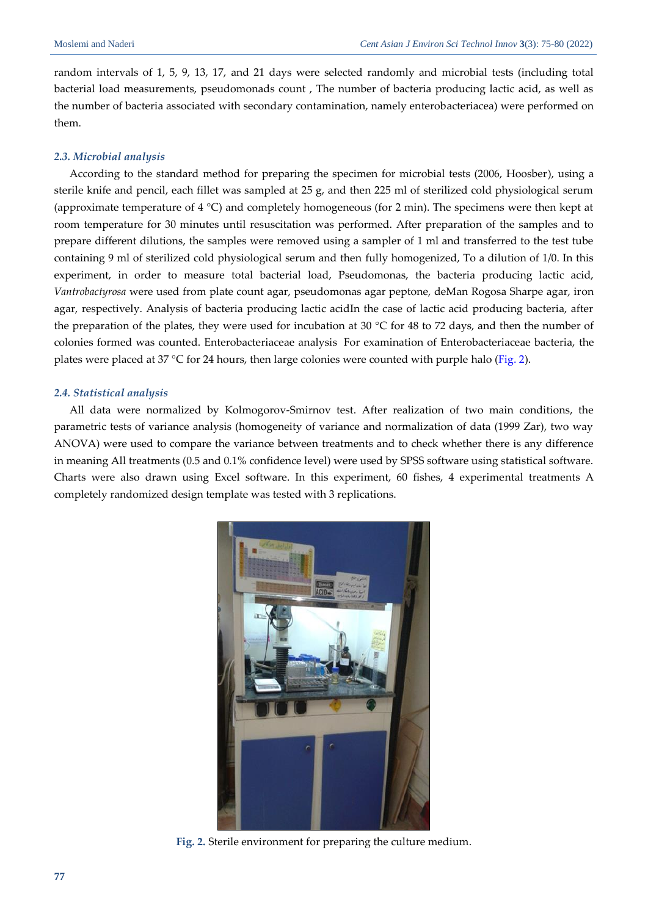random intervals of 1, 5, 9, 13, 17, and 21 days were selected randomly and microbial tests (including total bacterial load measurements, pseudomonads count , The number of bacteria producing lactic acid, as well as the number of bacteria associated with secondary contamination, namely enterobacteriacea) were performed on them.

### *2.3. Microbial analysis*

According to the standard method for preparing the specimen for microbial tests (2006, Hoosber), using a sterile knife and pencil, each fillet was sampled at 25 g, and then 225 ml of sterilized cold physiological serum (approximate temperature of 4 °C) and completely homogeneous (for 2 min). The specimens were then kept at room temperature for 30 minutes until resuscitation was performed. After preparation of the samples and to prepare different dilutions, the samples were removed using a sampler of 1 ml and transferred to the test tube containing 9 ml of sterilized cold physiological serum and then fully homogenized, To a dilution of 1/0. In this experiment, in order to measure total bacterial load, Pseudomonas, the bacteria producing lactic acid, *Vantrobactyrosa* were used from plate count agar, pseudomonas agar peptone, deMan Rogosa Sharpe agar, iron agar, respectively. Analysis of bacteria producing lactic acidIn the case of lactic acid producing bacteria, after the preparation of the plates, they were used for incubation at 30 °C for 48 to 72 days, and then the number of colonies formed was counted. Enterobacteriaceae analysis For examination of Enterobacteriaceae bacteria, the plates were placed at 37 °C for 24 hours, then large colonies were counted with purple halo (Fig. 2).

### *2.4. Statistical analysis*

All data were normalized by Kolmogorov-Smirnov test. After realization of two main conditions, the parametric tests of variance analysis (homogeneity of variance and normalization of data (1999 Zar), two way ANOVA) were used to compare the variance between treatments and to check whether there is any difference in meaning All treatments (0.5 and 0.1% confidence level) were used by SPSS software using statistical software. Charts were also drawn using Excel software. In this experiment, 60 fishes, 4 experimental treatments A completely randomized design template was tested with 3 replications.

**Fig. 2.** Sterile environment for preparing the culture medium.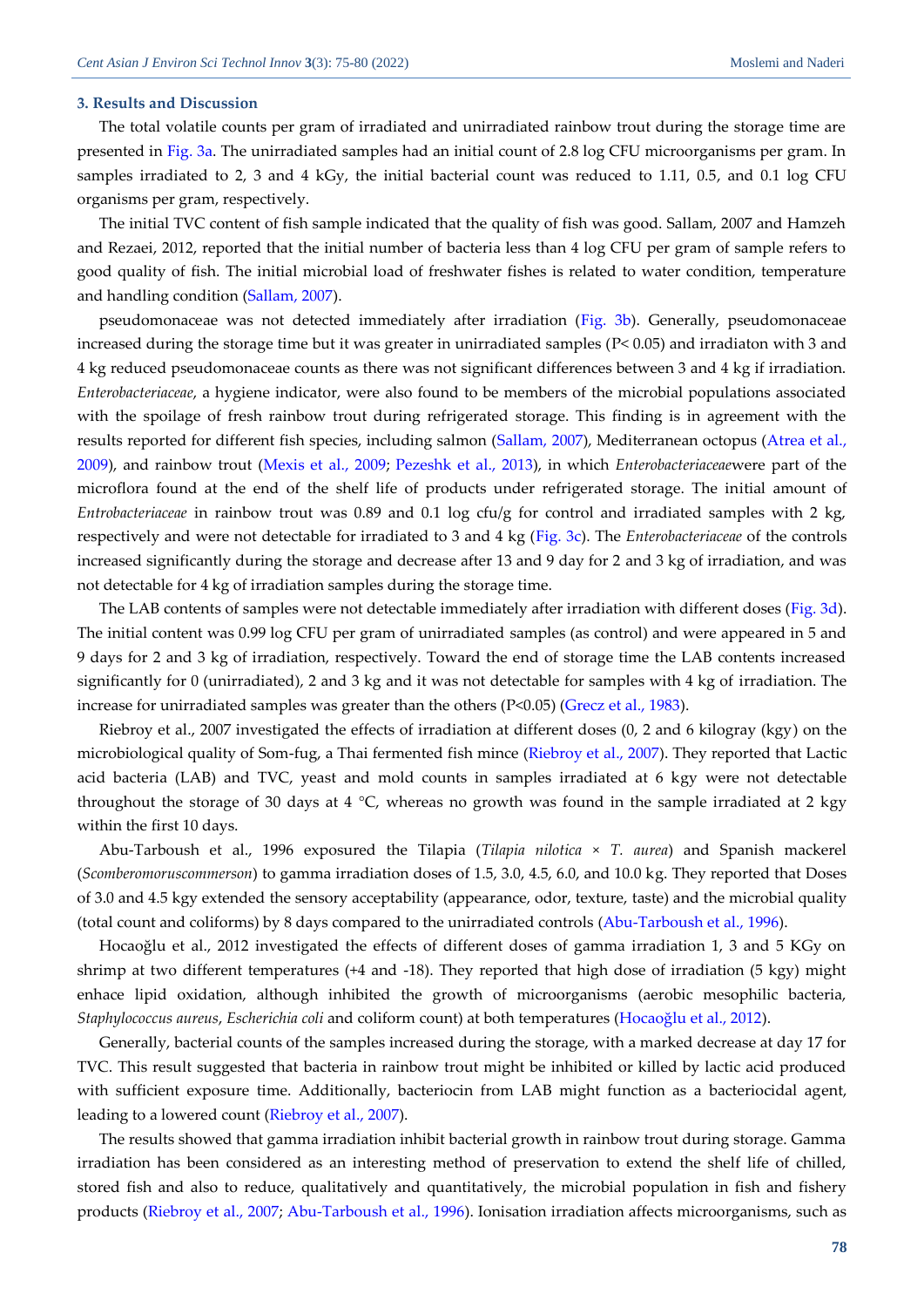### 3. Results and Discussion

The total volatile counts per gram of irradiated and unirradiated rainbow trout during the storage time are presented in Fig. 3a. The unirradiated samples had an initial count of 2.8 log CFU microorganisms per gram. In samples irradiated to 2, 3 and 4 kGy, the initial bacterial count was reduced to 1.11, 0.5, and 0.1 log CFU organisms per gram, respectively.

The initial TVC content of fish sample indicated that the quality of fish was good. Sallam, 2007 and Hamzeh and Rezaei, 2012, reported that the initial number of bacteria less than 4 log CFU per gram of sample refers to good quality of fish. The initial microbial load of freshwater fishes is related to water condition, temperature and handling condition (Sallam, 2007).

pseudomonaceae was not detected immediately after irradiation (Fig. 3b). Generally, pseudomonaceae increased during the storage time but it was greater in unirradiated samples ($P< 0.05$) and irradiaton with 3 and 4 kg reduced pseudomonaceae counts as there was not significant differences between 3 and 4 kg if irradiation. *Enterobacteriaceae*, a hygiene indicator, were also found to be members of the microbial populations associated with the spoilage of fresh rainbow trout during refrigerated storage. This finding is in agreement with the results reported for different fish species, including salmon (Sallam, 2007), Mediterranean octopus (Atrea et al., 2009), and rainbow trout (Mexis et al., 2009; Pezeshk et al., 2013), in which *Enterobacteriaceae*were part of the microflora found at the end of the shelf life of products under refrigerated storage. The initial amount of *Entrobacteriaceae* in rainbow trout was 0.89 and 0.1 log cfu/g for control and irradiated samples with 2 kg, respectively and were not detectable for irradiated to 3 and 4 kg (Fig. 3c). The *Enterobacteriaceae* of the controls increased significantly during the storage and decrease after 13 and 9 day for 2 and 3 kg of irradiation, and was not detectable for 4 kg of irradiation samples during the storage time.

The LAB contents of samples were not detectable immediately after irradiation with different doses (Fig. 3d). The initial content was 0.99 log CFU per gram of unirradiated samples (as control) and were appeared in 5 and 9 days for 2 and 3 kg of irradiation, respectively. Toward the end of storage time the LAB contents increased significantly for 0 (unirradiated), 2 and 3 kg and it was not detectable for samples with 4 kg of irradiation. The increase for unirradiated samples was greater than the others ($P<0.05$) (Grecz et al., 1983).

Riebroy et al., 2007 investigated the effects of irradiation at different doses (0, 2 and 6 kilogray (kgy) on the microbiological quality of Som-fug, a Thai fermented fish mince (Riebroy et al., 2007). They reported that Lactic acid bacteria (LAB) and TVC, yeast and mold counts in samples irradiated at 6 kgy were not detectable throughout the storage of 30 days at 4 °C, whereas no growth was found in the sample irradiated at 2 kgy within the first 10 days.

Abu-Tarboush et al., 1996 exposured the Tilapia (*Tilapia nilotica* × *T. aurea*) and Spanish mackerel (*Scomberomoruscommerson*) to gamma irradiation doses of 1.5, 3.0, 4.5, 6.0, and 10.0 kg. They reported that Doses of 3.0 and 4.5 kgy extended the sensory acceptability (appearance, odor, texture, taste) and the microbial quality (total count and coliforms) by 8 days compared to the unirradiated controls (Abu-Tarboush et al., 1996).

Hocaoğlu et al., 2012 investigated the effects of different doses of gamma irradiation 1, 3 and 5 KGy on shrimp at two different temperatures (+4 and -18). They reported that high dose of irradiation (5 kgy) might enhace lipid oxidation, although inhibited the growth of microorganisms (aerobic mesophilic bacteria, *Staphylococcus aureus*, *Escherichia coli* and coliform count) at both temperatures (Hocaoğlu et al., 2012).

Generally, bacterial counts of the samples increased during the storage, with a marked decrease at day 17 for TVC. This result suggested that bacteria in rainbow trout might be inhibited or killed by lactic acid produced with sufficient exposure time. Additionally, bacteriocin from LAB might function as a bacteriocidal agent, leading to a lowered count (Riebroy et al., 2007).

The results showed that gamma irradiation inhibit bacterial growth in rainbow trout during storage. Gamma irradiation has been considered as an interesting method of preservation to extend the shelf life of chilled, stored fish and also to reduce, qualitatively and quantitatively, the microbial population in fish and fishery products (Riebroy et al., 2007; Abu-Tarboush et al., 1996). Ionisation irradiation affects microorganisms, such as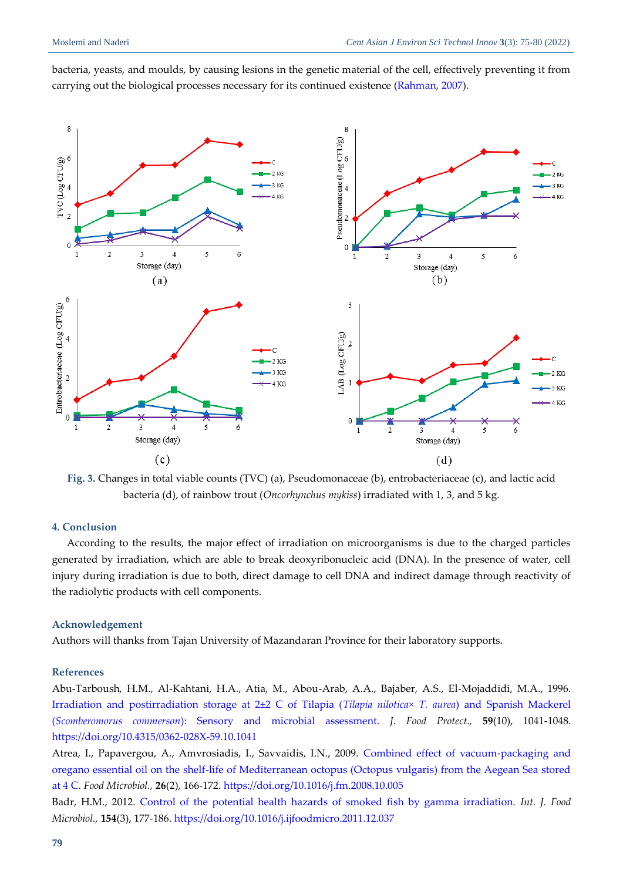bacteria, yeasts, and moulds, by causing lesions in the genetic material of the cell, effectively preventing it from carrying out the biological processes necessary for its continued existence (Rahman, 2007).

**Fig. 3.** Changes in total viable counts (TVC) (a), Pseudomonaceae (b), entrobacteriaceae (c), and lactic acid bacteria (d), of rainbow trout (*Oncorhynchus mykiss*) irradiated with 1, 3, and 5 kg.

## 4. Conclusion

According to the results, the major effect of irradiation on microorganisms is due to the charged particles generated by irradiation, which are able to break deoxyribonucleic acid (DNA). In the presence of water, cell injury during irradiation is due to both, direct damage to cell DNA and indirect damage through reactivity of the radiolytic products with cell components.

## Acknowledgement

Authors will thanks from Tajan University of Mazandaran Province for their laboratory supports.

## References

Abu-Tarboush, H.M., Al-Kahtani, H.A., Atia, M., Abou-Arab, A.A., Bajaber, A.S., El-Mojaddidi, M.A., 1996. Irradiation and postirradiation storage at 2±2 C of Tilapia (*Tilapia nilotica× T. aurea*) and Spanish Mackerel (*Scomberomorus commerson*): Sensory and microbial assessment. *J. Food Protect.,* **59**(10), 1041-1048. https://doi.org/10.4315/0362-028X-59.10.1041

Atrea, I., Papavergou, A., Amvrosiadis, I., Savvaidis, I.N., 2009. Combined effect of vacuum-packaging and oregano essential oil on the shelf-life of Mediterranean octopus (Octopus vulgaris) from the Aegean Sea stored at 4 C. *Food Microbiol.,* **26**(2), 166-172. https://doi.org/10.1016/j.fm.2008.10.005

Badr, H.M., 2012. Control of the potential health hazards of smoked fish by gamma irradiation. *Int. J. Food Microbiol.,* **154**(3), 177-186. https://doi.org/10.1016/j.ijfoodmicro.2011.12.037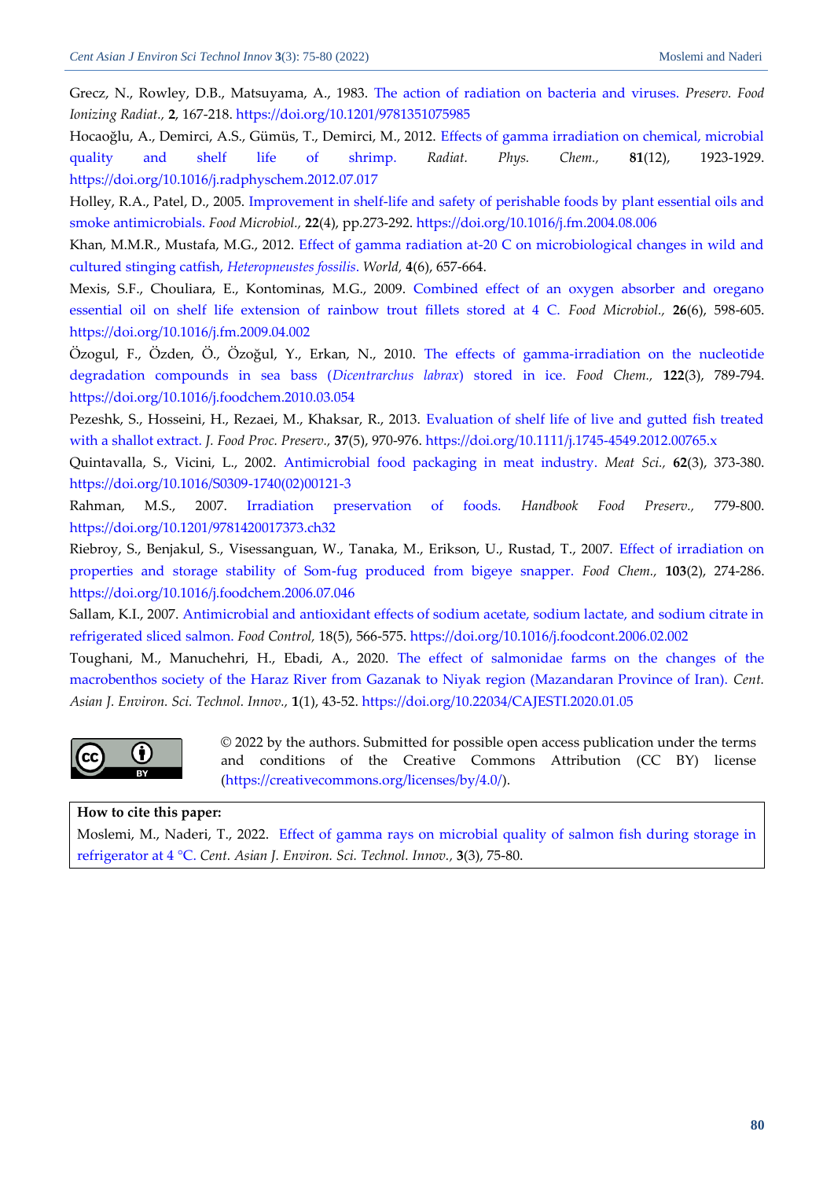Grecz, N., Rowley, D.B., Matsuyama, A., 1983. The action of radiation on bacteria and viruses. *Preserv. Food Ionizing Radiat.*, **2**, 167-218. https://doi.org/10.1201/9781351075985

Hocaoğlu, A., Demirci, A.S., Gümüs, T., Demirci, M., 2012. Effects of gamma irradiation on chemical, microbial quality and shelf life of shrimp. *Radiat. Phys. Chem.*, **81**(12), 1923-1929. https://doi.org/10.1016/j.radphyschem.2012.07.017

Holley, R.A., Patel, D., 2005. Improvement in shelf-life and safety of perishable foods by plant essential oils and smoke antimicrobials. *Food Microbiol.*, **22**(4), pp.273-292. https://doi.org/10.1016/j.fm.2004.08.006

Khan, M.M.R., Mustafa, M.G., 2012. Effect of gamma radiation at-20 C on microbiological changes in wild and cultured stinging catfish, *Heteropneustes fossilis*. *World*, **4**(6), 657-664.

Mexis, S.F., Chouliara, E., Kontominas, M.G., 2009. Combined effect of an oxygen absorber and oregano essential oil on shelf life extension of rainbow trout fillets stored at 4 C. *Food Microbiol.*, **26**(6), 598-605. https://doi.org/10.1016/j.fm.2009.04.002

Özogul, F., Özden, Ö., Özoğul, Y., Erkan, N., 2010. The effects of gamma-irradiation on the nucleotide degradation compounds in sea bass (*Dicentrarchus labrax*) stored in ice. *Food Chem.*, **122**(3), 789-794. https://doi.org/10.1016/j.foodchem.2010.03.054

Pezeshk, S., Hosseini, H., Rezaei, M., Khaksar, R., 2013. Evaluation of shelf life of live and gutted fish treated with a shallot extract. *J. Food Proc. Preserv.*, **37**(5), 970-976. https://doi.org/10.1111/j.1745-4549.2012.00765.x

Quintavalla, S., Vicini, L., 2002. Antimicrobial food packaging in meat industry. *Meat Sci.*, **62**(3), 373-380. https://doi.org/10.1016/S0309-1740(02)00121-3

Rahman, M.S., 2007. Irradiation preservation of foods. *Handbook Food Preserv.*, 779-800. https://doi.org/10.1201/9781420017373.ch32

Riebroy, S., Benjakul, S., Visessanguan, W., Tanaka, M., Erikson, U., Rustad, T., 2007. Effect of irradiation on properties and storage stability of Som-fug produced from bigeye snapper. *Food Chem.*, **103**(2), 274-286. https://doi.org/10.1016/j.foodchem.2006.07.046

Sallam, K.I., 2007. Antimicrobial and antioxidant effects of sodium acetate, sodium lactate, and sodium citrate in refrigerated sliced salmon. *Food Control*, 18(5), 566-575. https://doi.org/10.1016/j.foodcont.2006.02.002

Toughani, M., Manuchehri, H., Ebadi, A., 2020. The effect of salmonidae farms on the changes of the macrobenthos society of the Haraz River from Gazanak to Niyak region (Mazandaran Province of Iran). *Cent. Asian J. Environ. Sci. Technol. Innov.*, **1**(1), 43-52. https://doi.org/10.22034/CAJESTI.2020.01.05

© 2022 by the authors. Submitted for possible open access publication under the terms and conditions of the Creative Commons Attribution (CC BY) license (https://creativecommons.org/licenses/by/4.0/).

**How to cite this paper:**

Moslemi, M., Naderi, T., 2022. Effect of gamma rays on microbial quality of salmon fish during storage in refrigerator at 4 °C. *Cent. Asian J. Environ. Sci. Technol. Innov.*, **3**(3), 75-80.